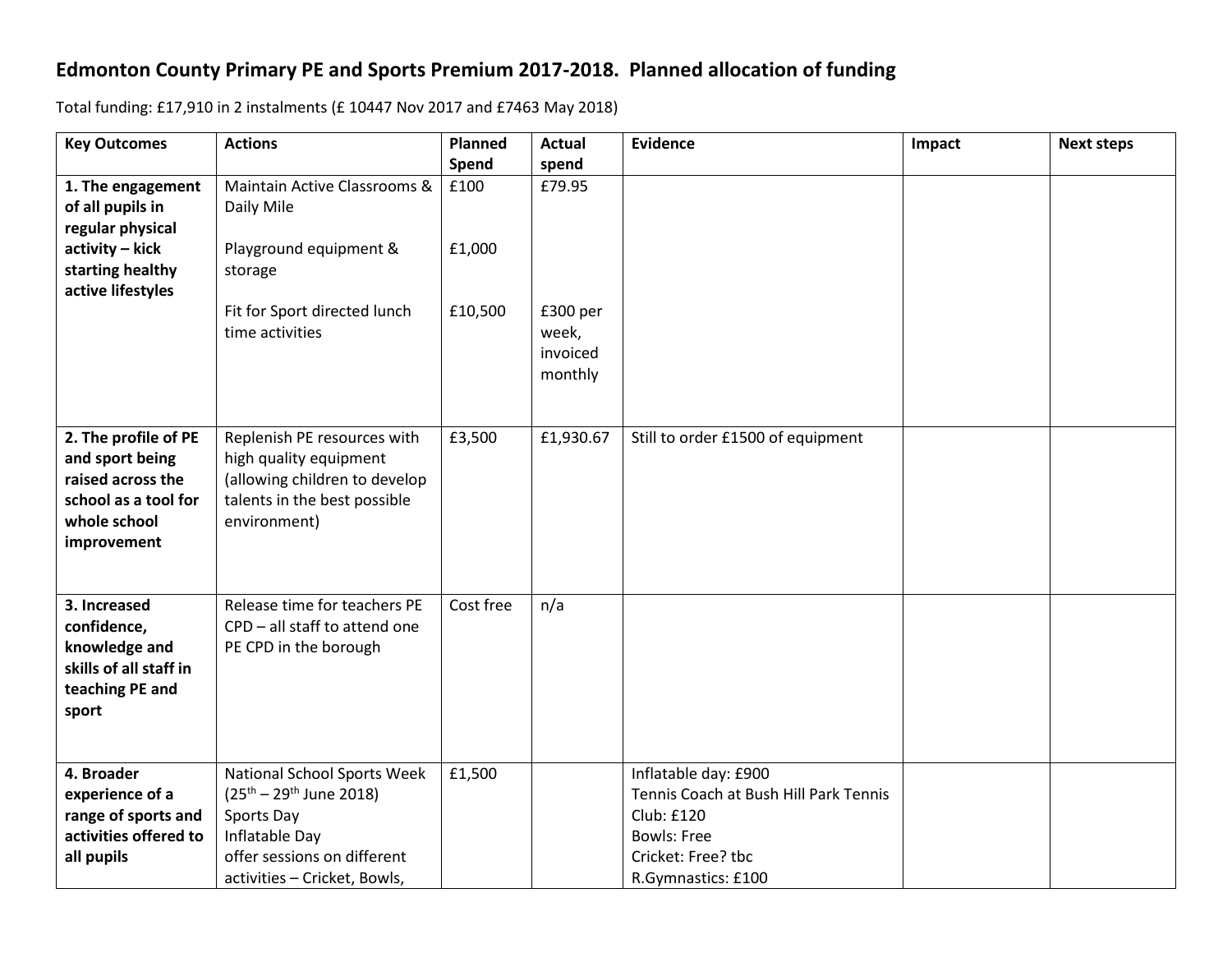# Edmonton County Primary PE and Sports Premium 2017-2018. Planned allocation of funding

Total funding: £17,910 in 2 instalments (£ 10447 Nov 2017 and £7463 May 2018)

| Key Outcomes | Actions | Planned Spend | Actual spend | Evidence | Impact | Next steps |
|---|---|---|---|---|---|---|
| **1. The engagement of all pupils in regular physical activity – kick starting healthy active lifestyles** | Maintain Active Classrooms & Daily Mile<br><br>Playground equipment & storage<br><br>Fit for Sport directed lunch time activities | £100<br><br>£1,000<br><br>£10,500 | £79.95<br><br><br><br>£300 per week, invoiced monthly | | | |
| **2. The profile of PE and sport being raised across the school as a tool for whole school improvement** | Replenish PE resources with high quality equipment (allowing children to develop talents in the best possible environment) | £3,500 | £1,930.67 | Still to order £1500 of equipment | | |
| **3. Increased confidence, knowledge and skills of all staff in teaching PE and sport** | Release time for teachers PE CPD – all staff to attend one PE CPD in the borough | Cost free | n/a | | | |
| **4. Broader experience of a range of sports and activities offered to all pupils** | National School Sports Week (25th – 29th June 2018)<br>Sports Day<br>Inflatable Day<br>offer sessions on different activities – Cricket, Bowls, | £1,500 | | Inflatable day: £900<br>Tennis Coach at Bush Hill Park Tennis Club: £120<br>Bowls: Free<br>Cricket: Free? tbc<br>R.Gymnastics: £100 | | |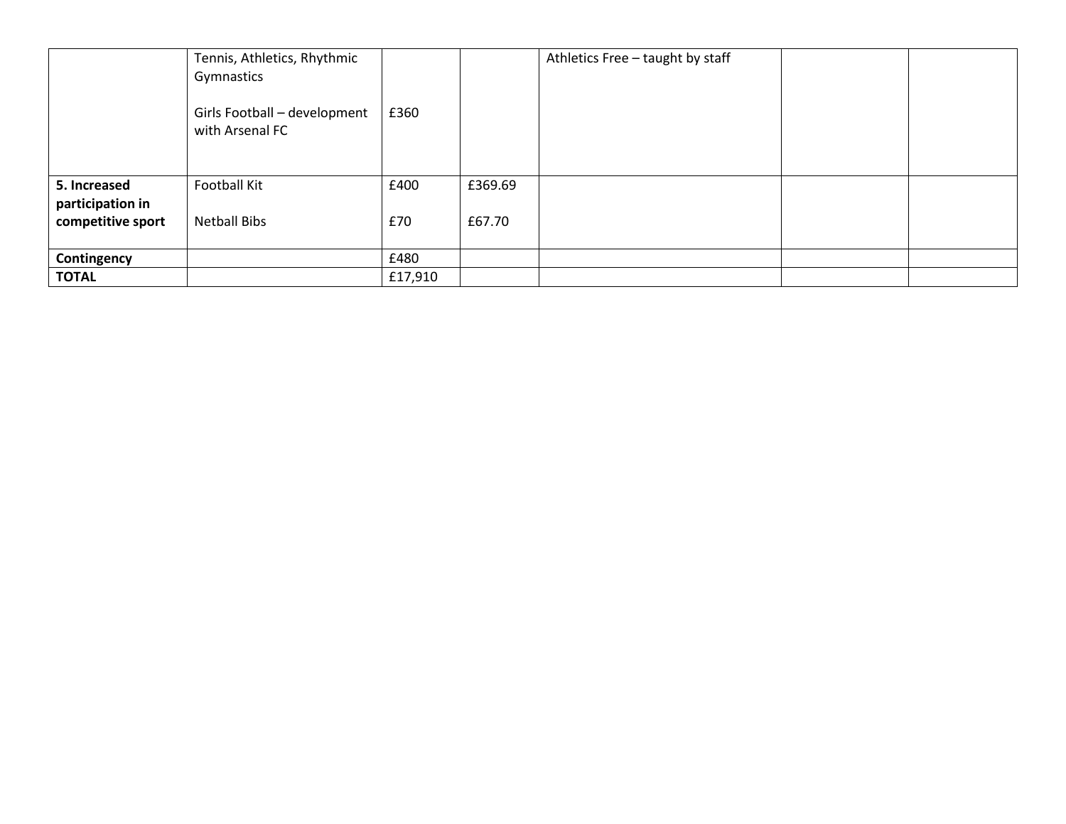| | | | | | | |
|---|---|---|---|---|---|---|
| | Tennis, Athletics, Rhythmic Gymnastics<br><br>Girls Football – development with Arsenal FC | <br><br>£360 | | Athletics Free – taught by staff | | |
| **5. Increased participation in competitive sport** | Football Kit<br><br>Netball Bibs | £400<br><br>£70 | £369.69<br><br>£67.70 | | | |
| **Contingency** | | £480 | | | | |
| **TOTAL** | | £17,910 | | | | |